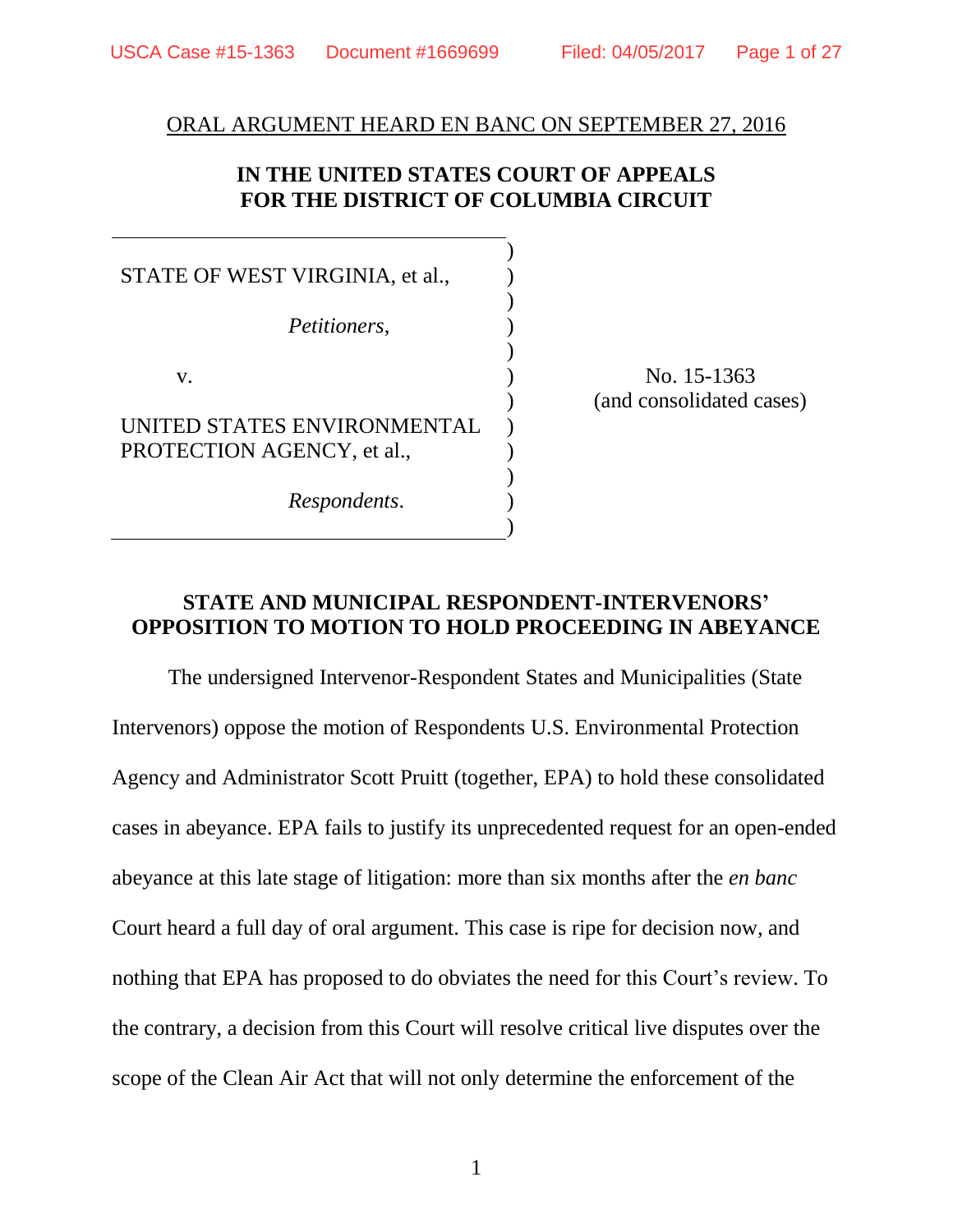ORAL ARGUMENT HEARD EN BANC ON SEPTEMBER 27, 2016

**IN THE UNITED STATES COURT OF APPEALS FOR THE DISTRICT OF COLUMBIA CIRCUIT**

| | |
|---|---|
| STATE OF WEST VIRGINIA, et al., *Petitioners*, v. UNITED STATES ENVIRONMENTAL PROTECTION AGENCY, et al., *Respondents*. | No. 15-1363 (and consolidated cases) |

**STATE AND MUNICIPAL RESPONDENT-INTERVENORS' OPPOSITION TO MOTION TO HOLD PROCEEDING IN ABEYANCE**

The undersigned Intervenor-Respondent States and Municipalities (State Intervenors) oppose the motion of Respondents U.S. Environmental Protection Agency and Administrator Scott Pruitt (together, EPA) to hold these consolidated cases in abeyance. EPA fails to justify its unprecedented request for an open-ended abeyance at this late stage of litigation: more than six months after the *en banc* Court heard a full day of oral argument. This case is ripe for decision now, and nothing that EPA has proposed to do obviates the need for this Court's review. To the contrary, a decision from this Court will resolve critical live disputes over the scope of the Clean Air Act that will not only determine the enforcement of the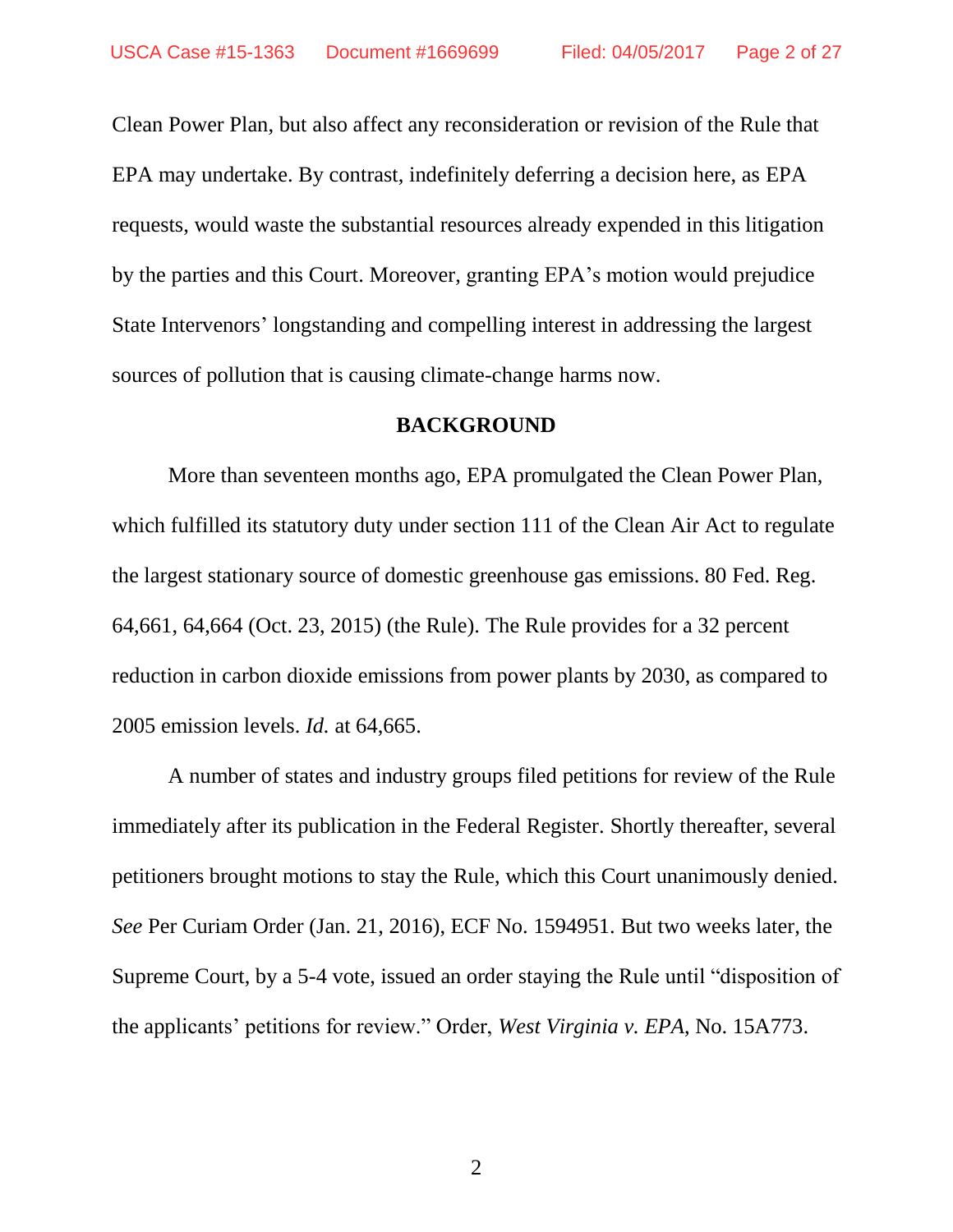Clean Power Plan, but also affect any reconsideration or revision of the Rule that EPA may undertake. By contrast, indefinitely deferring a decision here, as EPA requests, would waste the substantial resources already expended in this litigation by the parties and this Court. Moreover, granting EPA's motion would prejudice State Intervenors' longstanding and compelling interest in addressing the largest sources of pollution that is causing climate-change harms now.

## BACKGROUND

More than seventeen months ago, EPA promulgated the Clean Power Plan, which fulfilled its statutory duty under section 111 of the Clean Air Act to regulate the largest stationary source of domestic greenhouse gas emissions. 80 Fed. Reg. 64,661, 64,664 (Oct. 23, 2015) (the Rule). The Rule provides for a 32 percent reduction in carbon dioxide emissions from power plants by 2030, as compared to 2005 emission levels. *Id.* at 64,665.

A number of states and industry groups filed petitions for review of the Rule immediately after its publication in the Federal Register. Shortly thereafter, several petitioners brought motions to stay the Rule, which this Court unanimously denied. *See* Per Curiam Order (Jan. 21, 2016), ECF No. 1594951. But two weeks later, the Supreme Court, by a 5-4 vote, issued an order staying the Rule until "disposition of the applicants' petitions for review." Order, *West Virginia v. EPA*, No. 15A773.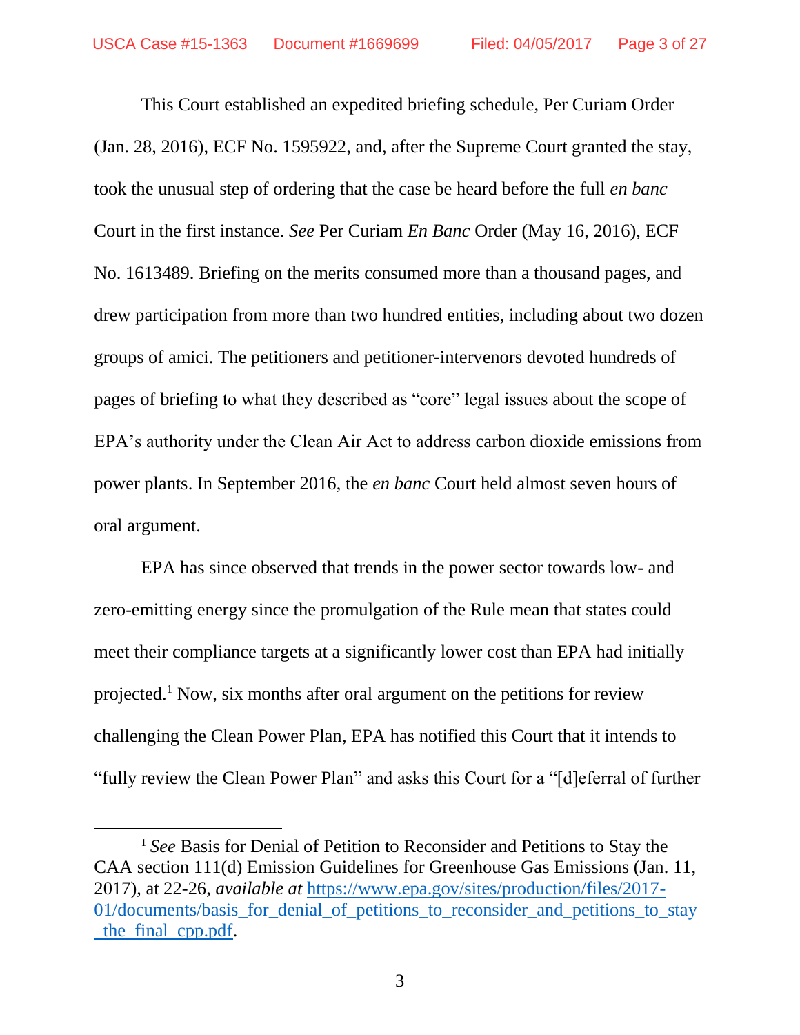This Court established an expedited briefing schedule, Per Curiam Order (Jan. 28, 2016), ECF No. 1595922, and, after the Supreme Court granted the stay, took the unusual step of ordering that the case be heard before the full *en banc* Court in the first instance. *See* Per Curiam *En Banc* Order (May 16, 2016), ECF No. 1613489. Briefing on the merits consumed more than a thousand pages, and drew participation from more than two hundred entities, including about two dozen groups of amici. The petitioners and petitioner-intervenors devoted hundreds of pages of briefing to what they described as "core" legal issues about the scope of EPA's authority under the Clean Air Act to address carbon dioxide emissions from power plants. In September 2016, the *en banc* Court held almost seven hours of oral argument.

EPA has since observed that trends in the power sector towards low- and zero-emitting energy since the promulgation of the Rule mean that states could meet their compliance targets at a significantly lower cost than EPA had initially projected.[1] Now, six months after oral argument on the petitions for review challenging the Clean Power Plan, EPA has notified this Court that it intends to "fully review the Clean Power Plan" and asks this Court for a "[d]eferral of further

---

[1] *See* Basis for Denial of Petition to Reconsider and Petitions to Stay the CAA section 111(d) Emission Guidelines for Greenhouse Gas Emissions (Jan. 11, 2017), at 22-26, ***available at*** https://www.epa.gov/sites/production/files/2017-01/documents/basis_for_denial_of_petitions_to_reconsider_and_petitions_to_stay_the_final_cpp.pdf.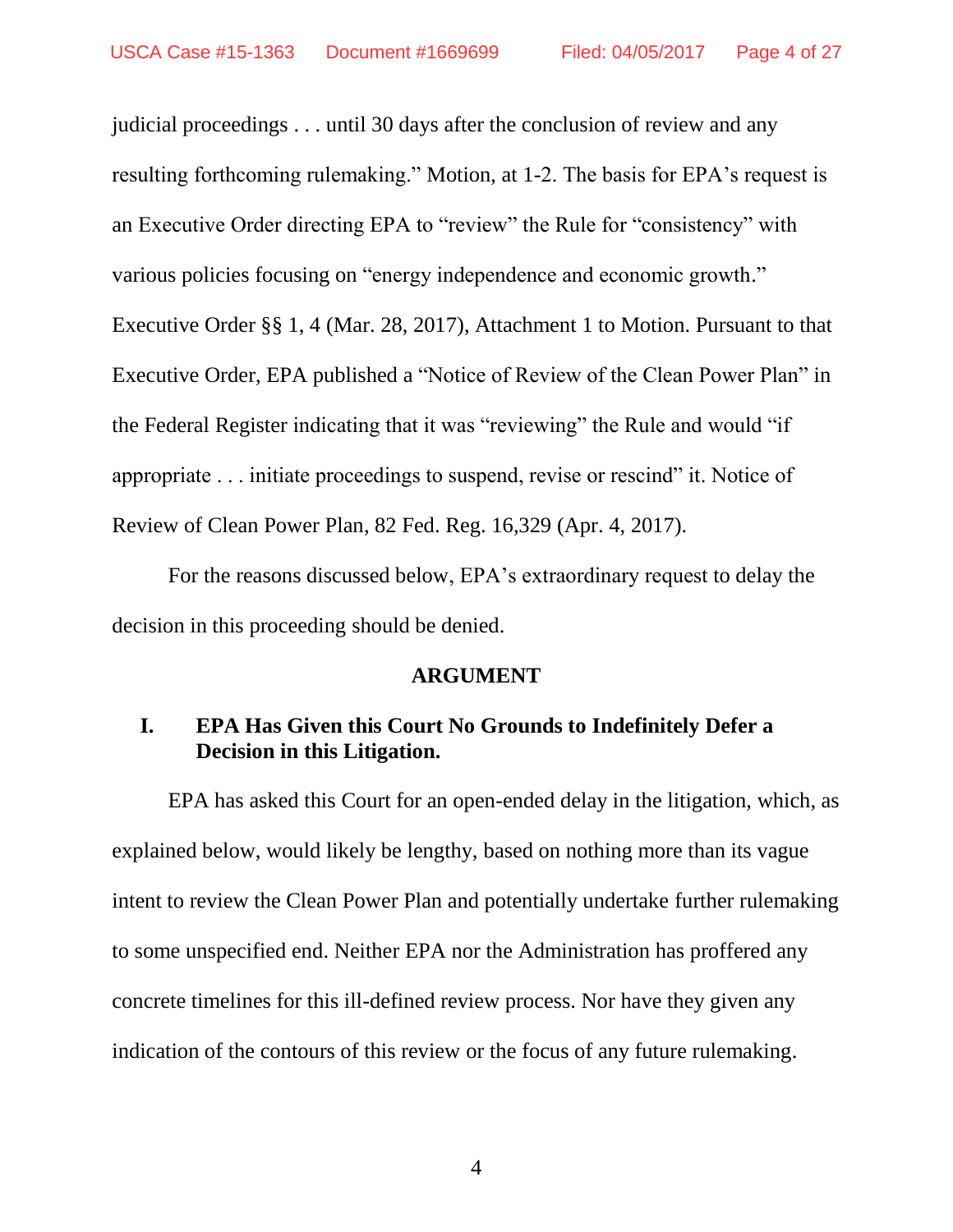judicial proceedings . . . until 30 days after the conclusion of review and any resulting forthcoming rulemaking." Motion, at 1-2. The basis for EPA's request is an Executive Order directing EPA to "review" the Rule for "consistency" with various policies focusing on "energy independence and economic growth." Executive Order §§ 1, 4 (Mar. 28, 2017), Attachment 1 to Motion. Pursuant to that Executive Order, EPA published a "Notice of Review of the Clean Power Plan" in the Federal Register indicating that it was "reviewing" the Rule and would "if appropriate . . . initiate proceedings to suspend, revise or rescind" it. Notice of Review of Clean Power Plan, 82 Fed. Reg. 16,329 (Apr. 4, 2017).

For the reasons discussed below, EPA's extraordinary request to delay the decision in this proceeding should be denied.

## ARGUMENT

### I. EPA Has Given this Court No Grounds to Indefinitely Defer a Decision in this Litigation.

EPA has asked this Court for an open-ended delay in the litigation, which, as explained below, would likely be lengthy, based on nothing more than its vague intent to review the Clean Power Plan and potentially undertake further rulemaking to some unspecified end. Neither EPA nor the Administration has proffered any concrete timelines for this ill-defined review process. Nor have they given any indication of the contours of this review or the focus of any future rulemaking.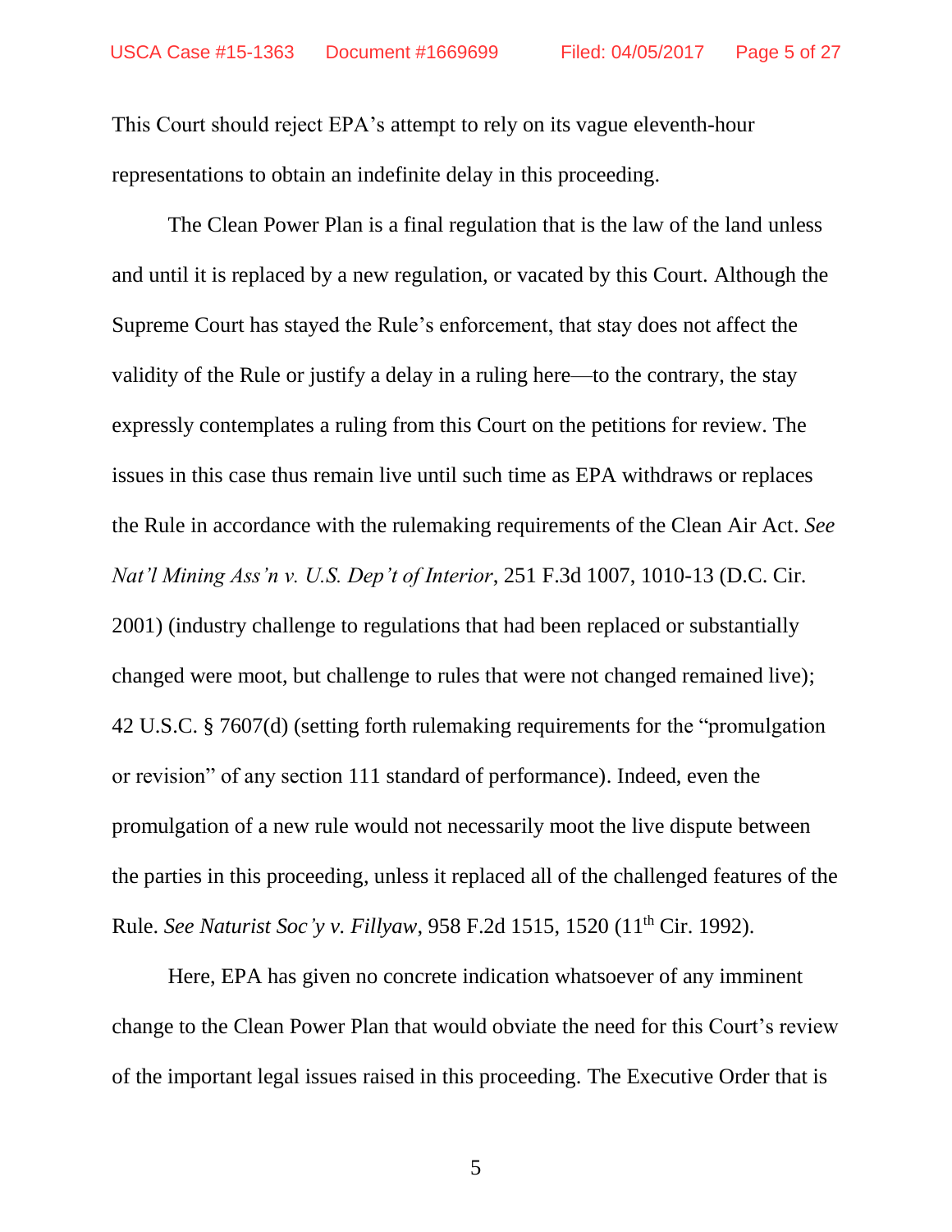This Court should reject EPA's attempt to rely on its vague eleventh-hour representations to obtain an indefinite delay in this proceeding.

The Clean Power Plan is a final regulation that is the law of the land unless and until it is replaced by a new regulation, or vacated by this Court. Although the Supreme Court has stayed the Rule's enforcement, that stay does not affect the validity of the Rule or justify a delay in a ruling here—to the contrary, the stay expressly contemplates a ruling from this Court on the petitions for review. The issues in this case thus remain live until such time as EPA withdraws or replaces the Rule in accordance with the rulemaking requirements of the Clean Air Act. *See Nat'l Mining Ass'n v. U.S. Dep't of Interior*, 251 F.3d 1007, 1010-13 (D.C. Cir. 2001) (industry challenge to regulations that had been replaced or substantially changed were moot, but challenge to rules that were not changed remained live); 42 U.S.C. § 7607(d) (setting forth rulemaking requirements for the "promulgation or revision" of any section 111 standard of performance). Indeed, even the promulgation of a new rule would not necessarily moot the live dispute between the parties in this proceeding, unless it replaced all of the challenged features of the Rule. *See Naturist Soc'y v. Fillyaw*, 958 F.2d 1515, 1520 (11th Cir. 1992).

Here, EPA has given no concrete indication whatsoever of any imminent change to the Clean Power Plan that would obviate the need for this Court's review of the important legal issues raised in this proceeding. The Executive Order that is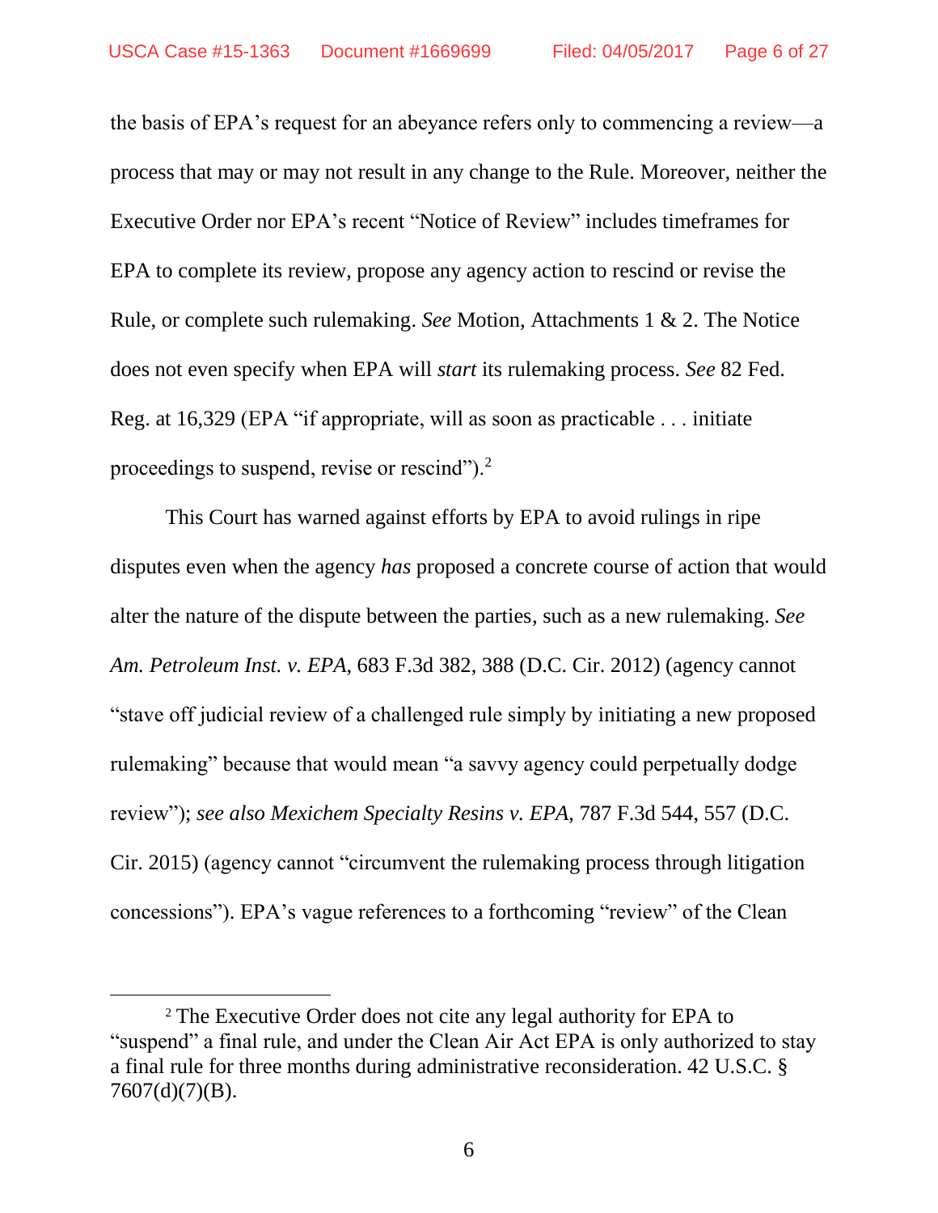the basis of EPA's request for an abeyance refers only to commencing a review—a process that may or may not result in any change to the Rule. Moreover, neither the Executive Order nor EPA's recent "Notice of Review" includes timeframes for EPA to complete its review, propose any agency action to rescind or revise the Rule, or complete such rulemaking. *See* Motion, Attachments 1 & 2. The Notice does not even specify when EPA will *start* its rulemaking process. *See* 82 Fed. Reg. at 16,329 (EPA "if appropriate, will as soon as practicable . . . initiate proceedings to suspend, revise or rescind").[2]

This Court has warned against efforts by EPA to avoid rulings in ripe disputes even when the agency *has* proposed a concrete course of action that would alter the nature of the dispute between the parties, such as a new rulemaking. *See Am. Petroleum Inst. v. EPA*, 683 F.3d 382, 388 (D.C. Cir. 2012) (agency cannot "stave off judicial review of a challenged rule simply by initiating a new proposed rulemaking" because that would mean "a savvy agency could perpetually dodge review"); *see also Mexichem Specialty Resins v. EPA*, 787 F.3d 544, 557 (D.C. Cir. 2015) (agency cannot "circumvent the rulemaking process through litigation concessions"). EPA's vague references to a forthcoming "review" of the Clean

[2] The Executive Order does not cite any legal authority for EPA to "suspend" a final rule, and under the Clean Air Act EPA is only authorized to stay a final rule for three months during administrative reconsideration. 42 U.S.C. § 7607(d)(7)(B).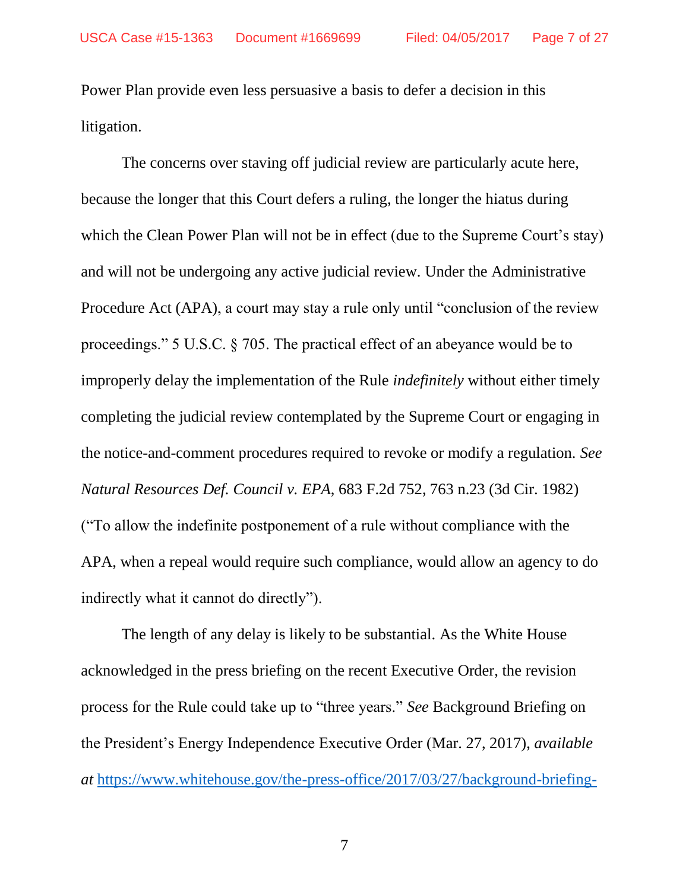Power Plan provide even less persuasive a basis to defer a decision in this litigation.

The concerns over staving off judicial review are particularly acute here, because the longer that this Court defers a ruling, the longer the hiatus during which the Clean Power Plan will not be in effect (due to the Supreme Court's stay) and will not be undergoing any active judicial review. Under the Administrative Procedure Act (APA), a court may stay a rule only until "conclusion of the review proceedings." 5 U.S.C. § 705. The practical effect of an abeyance would be to improperly delay the implementation of the Rule *indefinitely* without either timely completing the judicial review contemplated by the Supreme Court or engaging in the notice-and-comment procedures required to revoke or modify a regulation. *See Natural Resources Def. Council v. EPA*, 683 F.2d 752, 763 n.23 (3d Cir. 1982) ("To allow the indefinite postponement of a rule without compliance with the APA, when a repeal would require such compliance, would allow an agency to do indirectly what it cannot do directly").

The length of any delay is likely to be substantial. As the White House acknowledged in the press briefing on the recent Executive Order, the revision process for the Rule could take up to "three years." *See* Background Briefing on the President's Energy Independence Executive Order (Mar. 27, 2017), *available at* https://www.whitehouse.gov/the-press-office/2017/03/27/background-briefing-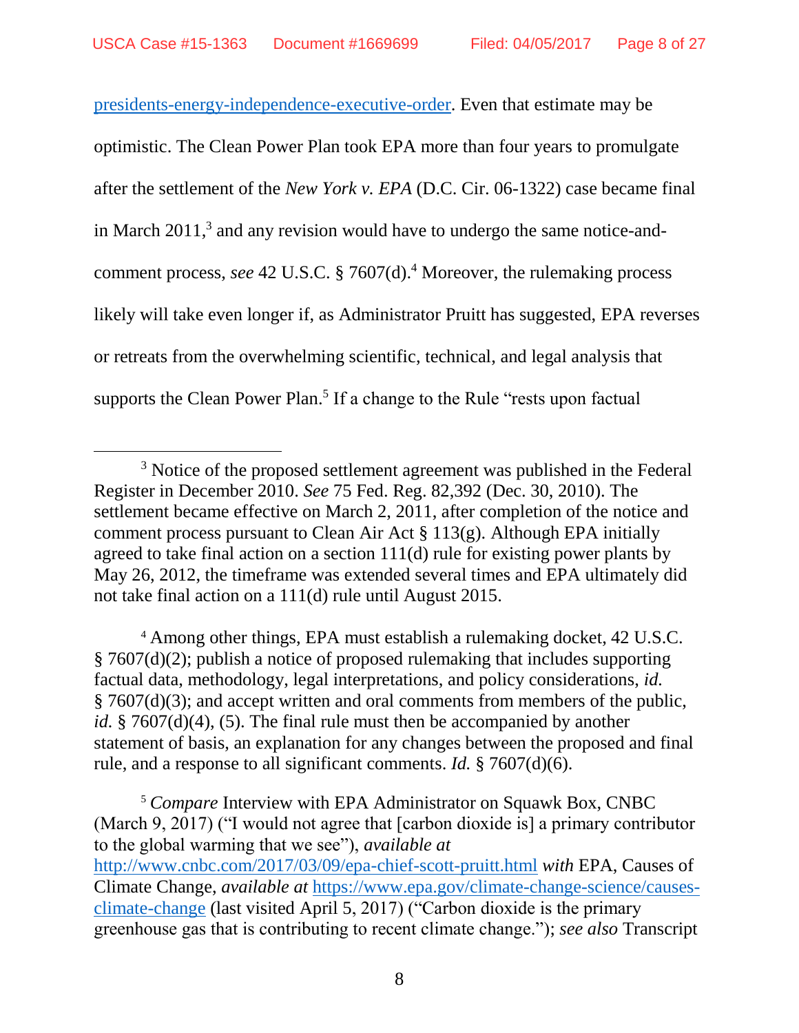presidents-energy-independence-executive-order. Even that estimate may be optimistic. The Clean Power Plan took EPA more than four years to promulgate after the settlement of the *New York v. EPA* (D.C. Cir. 06-1322) case became final in March 2011,[3] and any revision would have to undergo the same notice-and-comment process, *see* 42 U.S.C. § 7607(d).[4] Moreover, the rulemaking process likely will take even longer if, as Administrator Pruitt has suggested, EPA reverses or retreats from the overwhelming scientific, technical, and legal analysis that supports the Clean Power Plan.[5] If a change to the Rule "rests upon factual

---

[3] Notice of the proposed settlement agreement was published in the Federal Register in December 2010. *See* 75 Fed. Reg. 82,392 (Dec. 30, 2010). The settlement became effective on March 2, 2011, after completion of the notice and comment process pursuant to Clean Air Act § 113(g). Although EPA initially agreed to take final action on a section 111(d) rule for existing power plants by May 26, 2012, the timeframe was extended several times and EPA ultimately did not take final action on a 111(d) rule until August 2015.

[4] Among other things, EPA must establish a rulemaking docket, 42 U.S.C. § 7607(d)(2); publish a notice of proposed rulemaking that includes supporting factual data, methodology, legal interpretations, and policy considerations, *id.* § 7607(d)(3); and accept written and oral comments from members of the public, *id.* § 7607(d)(4), (5). The final rule must then be accompanied by another statement of basis, an explanation for any changes between the proposed and final rule, and a response to all significant comments. *Id.* § 7607(d)(6).

[5] *Compare* Interview with EPA Administrator on Squawk Box, CNBC (March 9, 2017) ("I would not agree that [carbon dioxide is] a primary contributor to the global warming that we see"), *available at* http://www.cnbc.com/2017/03/09/epa-chief-scott-pruitt.html *with* EPA, Causes of Climate Change, *available at* https://www.epa.gov/climate-change-science/causes-climate-change (last visited April 5, 2017) ("Carbon dioxide is the primary greenhouse gas that is contributing to recent climate change."); *see also* Transcript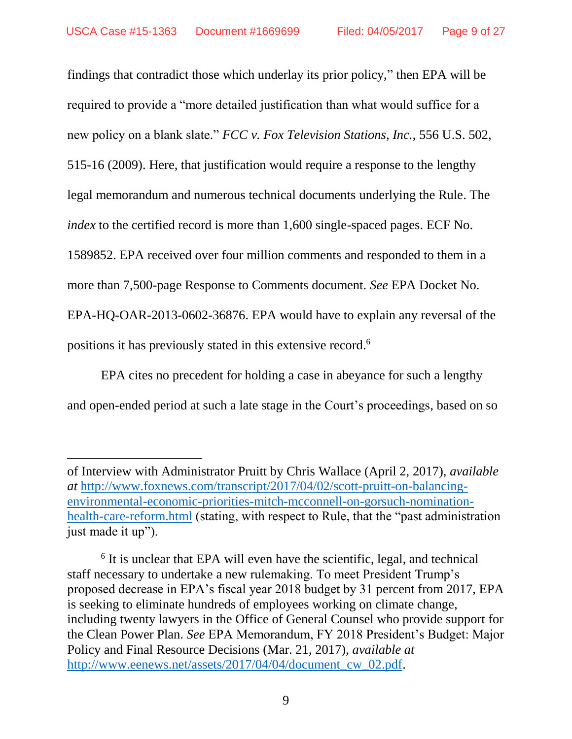findings that contradict those which underlay its prior policy," then EPA will be required to provide a "more detailed justification than what would suffice for a new policy on a blank slate." *FCC v. Fox Television Stations, Inc.*, 556 U.S. 502, 515-16 (2009). Here, that justification would require a response to the lengthy legal memorandum and numerous technical documents underlying the Rule. The *index* to the certified record is more than 1,600 single-spaced pages. ECF No. 1589852. EPA received over four million comments and responded to them in a more than 7,500-page Response to Comments document. *See* EPA Docket No. EPA-HQ-OAR-2013-0602-36876. EPA would have to explain any reversal of the positions it has previously stated in this extensive record.[6]

EPA cites no precedent for holding a case in abeyance for such a lengthy and open-ended period at such a late stage in the Court's proceedings, based on so

---

of Interview with Administrator Pruitt by Chris Wallace (April 2, 2017), *available at* http://www.foxnews.com/transcript/2017/04/02/scott-pruitt-on-balancing-environmental-economic-priorities-mitch-mcconnell-on-gorsuch-nomination-health-care-reform.html (stating, with respect to Rule, that the "past administration just made it up").

[6] It is unclear that EPA will even have the scientific, legal, and technical staff necessary to undertake a new rulemaking. To meet President Trump's proposed decrease in EPA's fiscal year 2018 budget by 31 percent from 2017, EPA is seeking to eliminate hundreds of employees working on climate change, including twenty lawyers in the Office of General Counsel who provide support for the Clean Power Plan. *See* EPA Memorandum, FY 2018 President's Budget: Major Policy and Final Resource Decisions (Mar. 21, 2017), *available at* http://www.eenews.net/assets/2017/04/04/document_cw_02.pdf.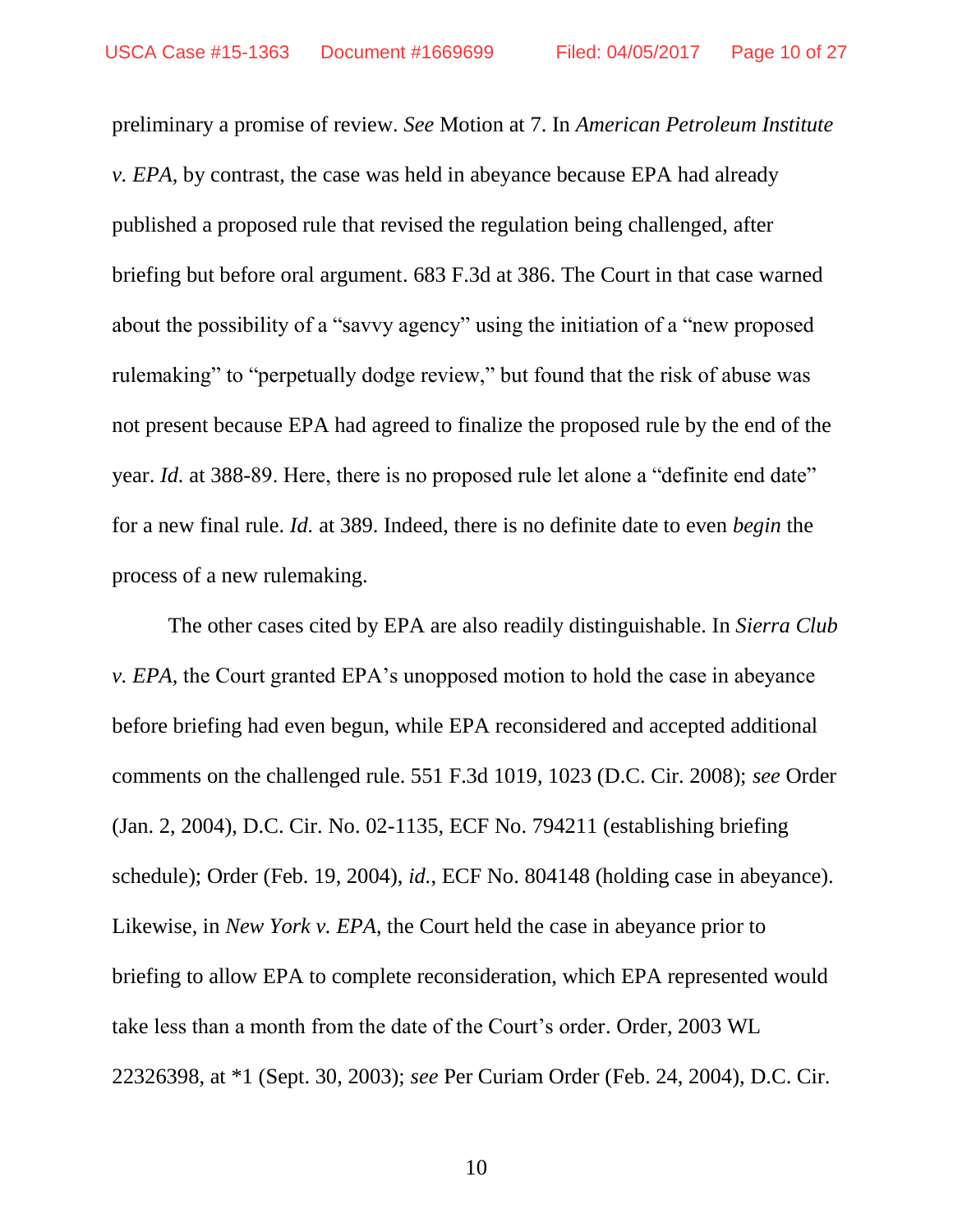preliminary a promise of review. *See* Motion at 7. In *American Petroleum Institute v. EPA*, by contrast, the case was held in abeyance because EPA had already published a proposed rule that revised the regulation being challenged, after briefing but before oral argument. 683 F.3d at 386. The Court in that case warned about the possibility of a "savvy agency" using the initiation of a "new proposed rulemaking" to "perpetually dodge review," but found that the risk of abuse was not present because EPA had agreed to finalize the proposed rule by the end of the year. *Id.* at 388-89. Here, there is no proposed rule let alone a "definite end date" for a new final rule. *Id.* at 389. Indeed, there is no definite date to even *begin* the process of a new rulemaking.

The other cases cited by EPA are also readily distinguishable. In *Sierra Club v. EPA*, the Court granted EPA's unopposed motion to hold the case in abeyance before briefing had even begun, while EPA reconsidered and accepted additional comments on the challenged rule. 551 F.3d 1019, 1023 (D.C. Cir. 2008); *see* Order (Jan. 2, 2004), D.C. Cir. No. 02-1135, ECF No. 794211 (establishing briefing schedule); Order (Feb. 19, 2004), *id.*, ECF No. 804148 (holding case in abeyance). Likewise, in *New York v. EPA*, the Court held the case in abeyance prior to briefing to allow EPA to complete reconsideration, which EPA represented would take less than a month from the date of the Court's order. Order, 2003 WL 22326398, at *1 (Sept. 30, 2003); *see* Per Curiam Order (Feb. 24, 2004), D.C. Cir.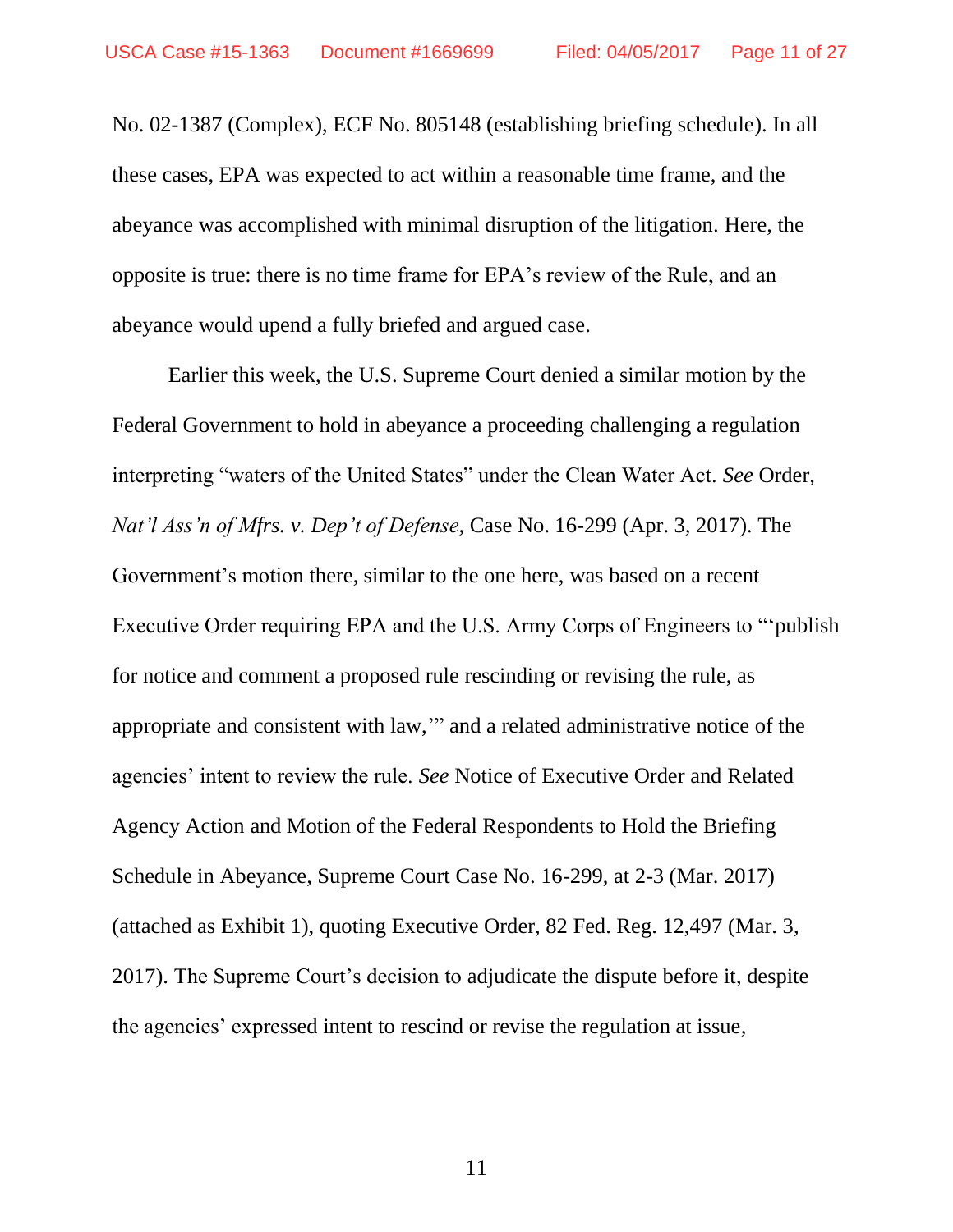No. 02-1387 (Complex), ECF No. 805148 (establishing briefing schedule). In all these cases, EPA was expected to act within a reasonable time frame, and the abeyance was accomplished with minimal disruption of the litigation. Here, the opposite is true: there is no time frame for EPA's review of the Rule, and an abeyance would upend a fully briefed and argued case.

Earlier this week, the U.S. Supreme Court denied a similar motion by the Federal Government to hold in abeyance a proceeding challenging a regulation interpreting "waters of the United States" under the Clean Water Act. *See* Order, *Nat'l Ass'n of Mfrs. v. Dep't of Defense*, Case No. 16-299 (Apr. 3, 2017). The Government's motion there, similar to the one here, was based on a recent Executive Order requiring EPA and the U.S. Army Corps of Engineers to "'publish for notice and comment a proposed rule rescinding or revising the rule, as appropriate and consistent with law,'" and a related administrative notice of the agencies' intent to review the rule. *See* Notice of Executive Order and Related Agency Action and Motion of the Federal Respondents to Hold the Briefing Schedule in Abeyance, Supreme Court Case No. 16-299, at 2-3 (Mar. 2017) (attached as Exhibit 1), quoting Executive Order, 82 Fed. Reg. 12,497 (Mar. 3, 2017). The Supreme Court's decision to adjudicate the dispute before it, despite the agencies' expressed intent to rescind or revise the regulation at issue,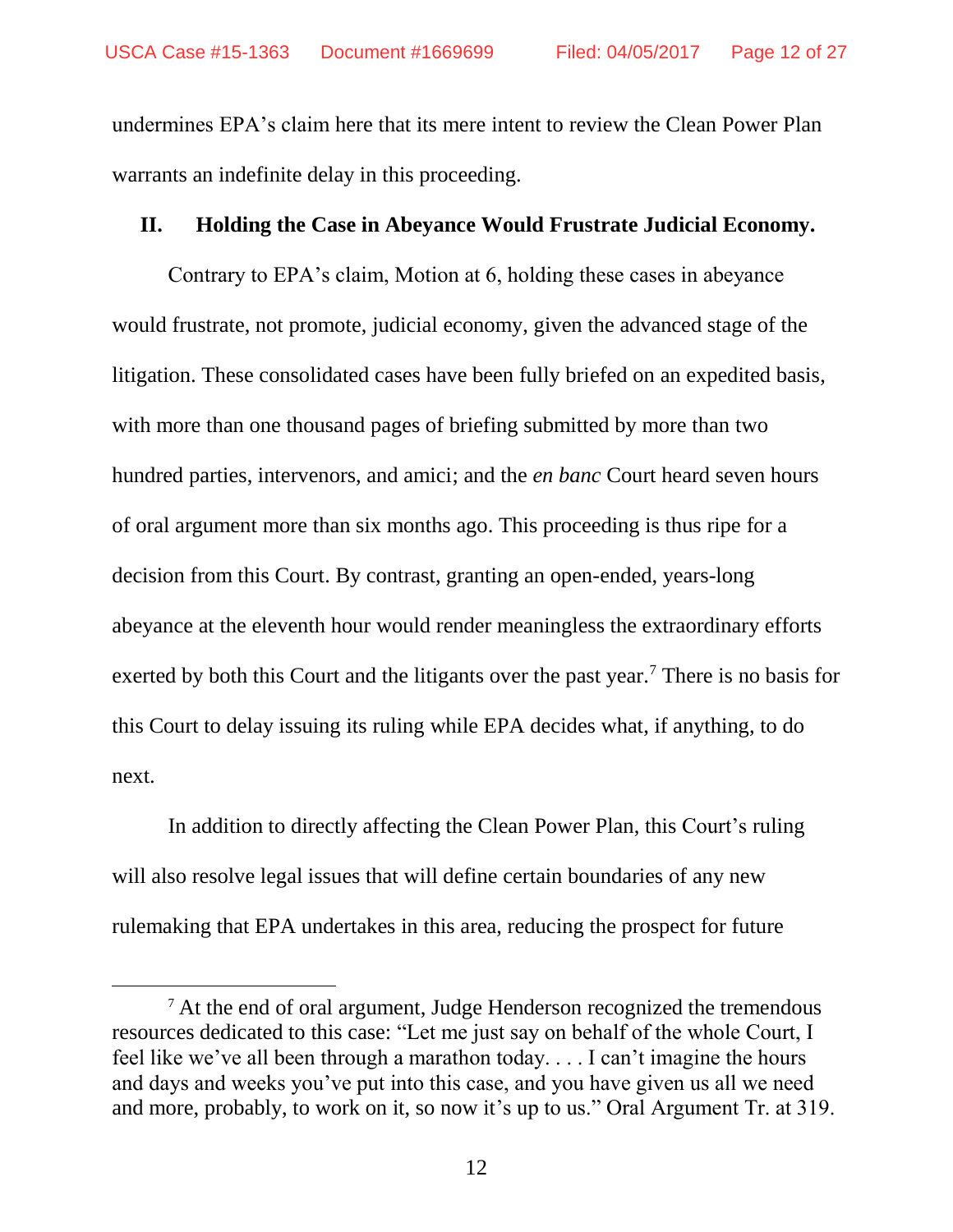undermines EPA's claim here that its mere intent to review the Clean Power Plan warrants an indefinite delay in this proceeding.

## II. Holding the Case in Abeyance Would Frustrate Judicial Economy.

Contrary to EPA's claim, Motion at 6, holding these cases in abeyance would frustrate, not promote, judicial economy, given the advanced stage of the litigation. These consolidated cases have been fully briefed on an expedited basis, with more than one thousand pages of briefing submitted by more than two hundred parties, intervenors, and amici; and the *en banc* Court heard seven hours of oral argument more than six months ago. This proceeding is thus ripe for a decision from this Court. By contrast, granting an open-ended, years-long abeyance at the eleventh hour would render meaningless the extraordinary efforts exerted by both this Court and the litigants over the past year.[7] There is no basis for this Court to delay issuing its ruling while EPA decides what, if anything, to do next.

In addition to directly affecting the Clean Power Plan, this Court's ruling will also resolve legal issues that will define certain boundaries of any new rulemaking that EPA undertakes in this area, reducing the prospect for future

---

[7] At the end of oral argument, Judge Henderson recognized the tremendous resources dedicated to this case: "Let me just say on behalf of the whole Court, I feel like we've all been through a marathon today. . . . I can't imagine the hours and days and weeks you've put into this case, and you have given us all we need and more, probably, to work on it, so now it's up to us." Oral Argument Tr. at 319.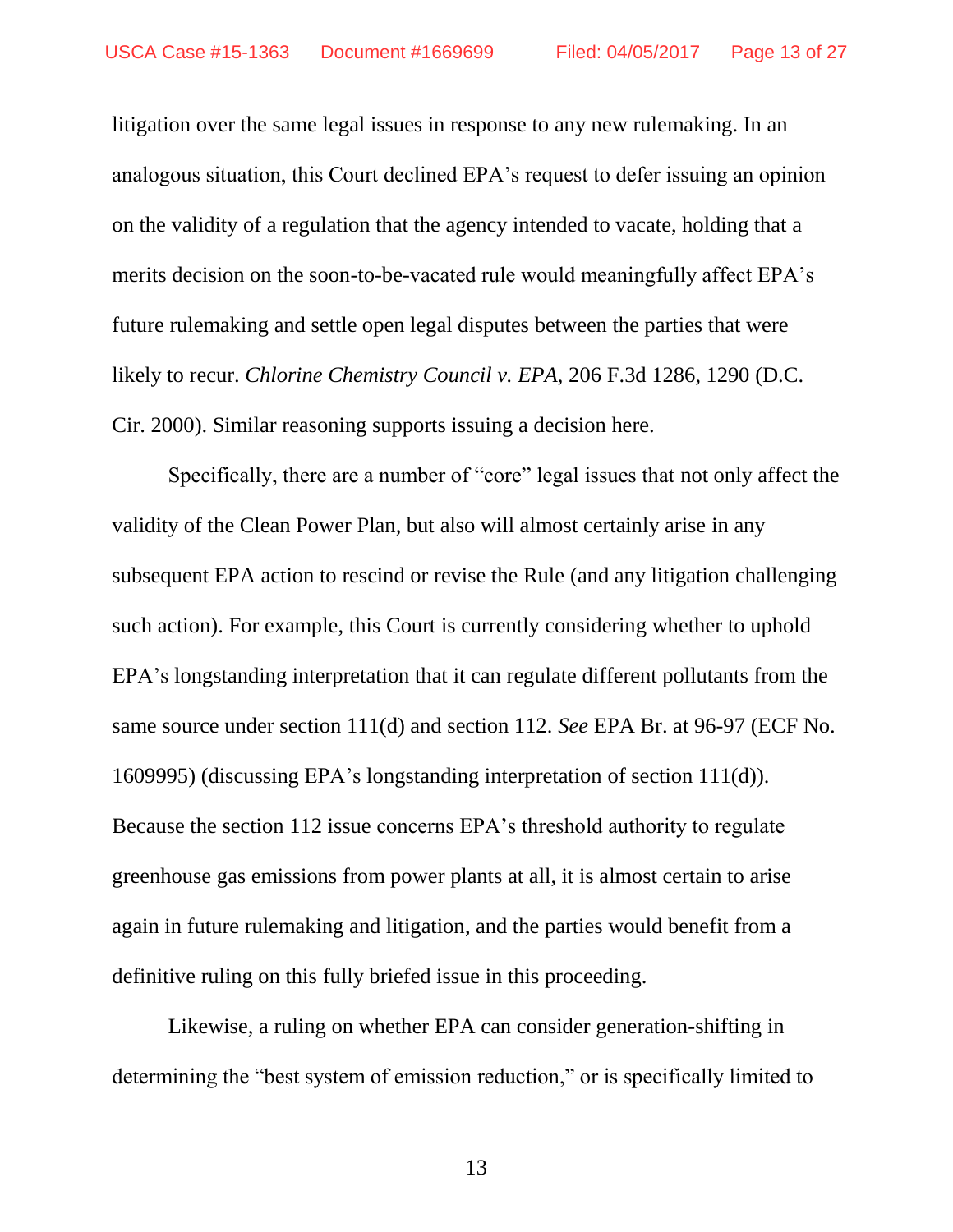litigation over the same legal issues in response to any new rulemaking. In an analogous situation, this Court declined EPA's request to defer issuing an opinion on the validity of a regulation that the agency intended to vacate, holding that a merits decision on the soon-to-be-vacated rule would meaningfully affect EPA's future rulemaking and settle open legal disputes between the parties that were likely to recur. *Chlorine Chemistry Council v. EPA*, 206 F.3d 1286, 1290 (D.C. Cir. 2000). Similar reasoning supports issuing a decision here.

Specifically, there are a number of "core" legal issues that not only affect the validity of the Clean Power Plan, but also will almost certainly arise in any subsequent EPA action to rescind or revise the Rule (and any litigation challenging such action). For example, this Court is currently considering whether to uphold EPA's longstanding interpretation that it can regulate different pollutants from the same source under section 111(d) and section 112. *See* EPA Br. at 96-97 (ECF No. 1609995) (discussing EPA's longstanding interpretation of section 111(d)). Because the section 112 issue concerns EPA's threshold authority to regulate greenhouse gas emissions from power plants at all, it is almost certain to arise again in future rulemaking and litigation, and the parties would benefit from a definitive ruling on this fully briefed issue in this proceeding.

Likewise, a ruling on whether EPA can consider generation-shifting in determining the "best system of emission reduction," or is specifically limited to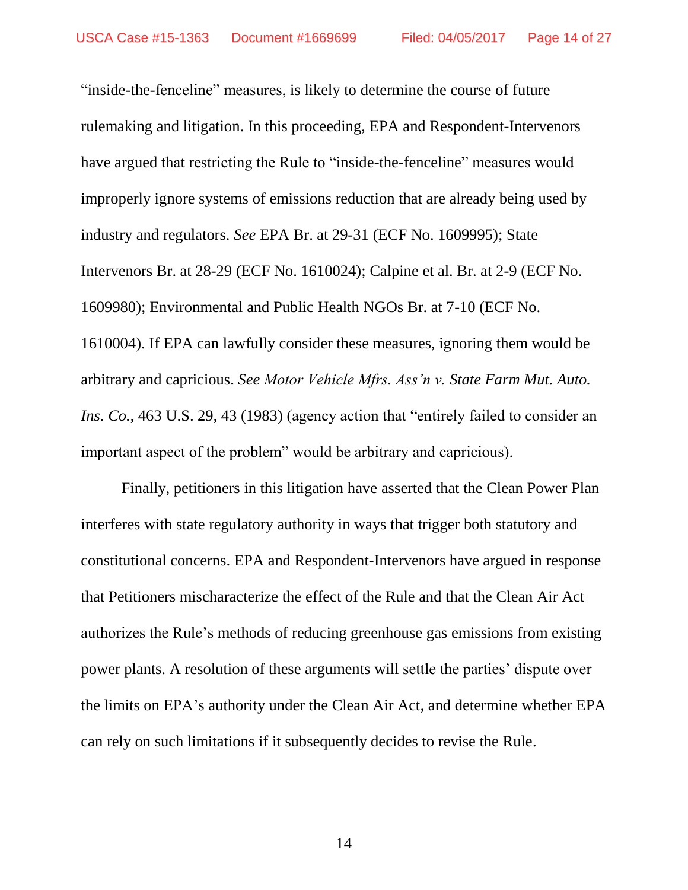"inside-the-fenceline" measures, is likely to determine the course of future rulemaking and litigation. In this proceeding, EPA and Respondent-Intervenors have argued that restricting the Rule to "inside-the-fenceline" measures would improperly ignore systems of emissions reduction that are already being used by industry and regulators. *See* EPA Br. at 29-31 (ECF No. 1609995); State Intervenors Br. at 28-29 (ECF No. 1610024); Calpine et al. Br. at 2-9 (ECF No. 1609980); Environmental and Public Health NGOs Br. at 7-10 (ECF No. 1610004). If EPA can lawfully consider these measures, ignoring them would be arbitrary and capricious. *See Motor Vehicle Mfrs. Ass'n v. State Farm Mut. Auto. Ins. Co.*, 463 U.S. 29, 43 (1983) (agency action that "entirely failed to consider an important aspect of the problem" would be arbitrary and capricious).

Finally, petitioners in this litigation have asserted that the Clean Power Plan interferes with state regulatory authority in ways that trigger both statutory and constitutional concerns. EPA and Respondent-Intervenors have argued in response that Petitioners mischaracterize the effect of the Rule and that the Clean Air Act authorizes the Rule's methods of reducing greenhouse gas emissions from existing power plants. A resolution of these arguments will settle the parties' dispute over the limits on EPA's authority under the Clean Air Act, and determine whether EPA can rely on such limitations if it subsequently decides to revise the Rule.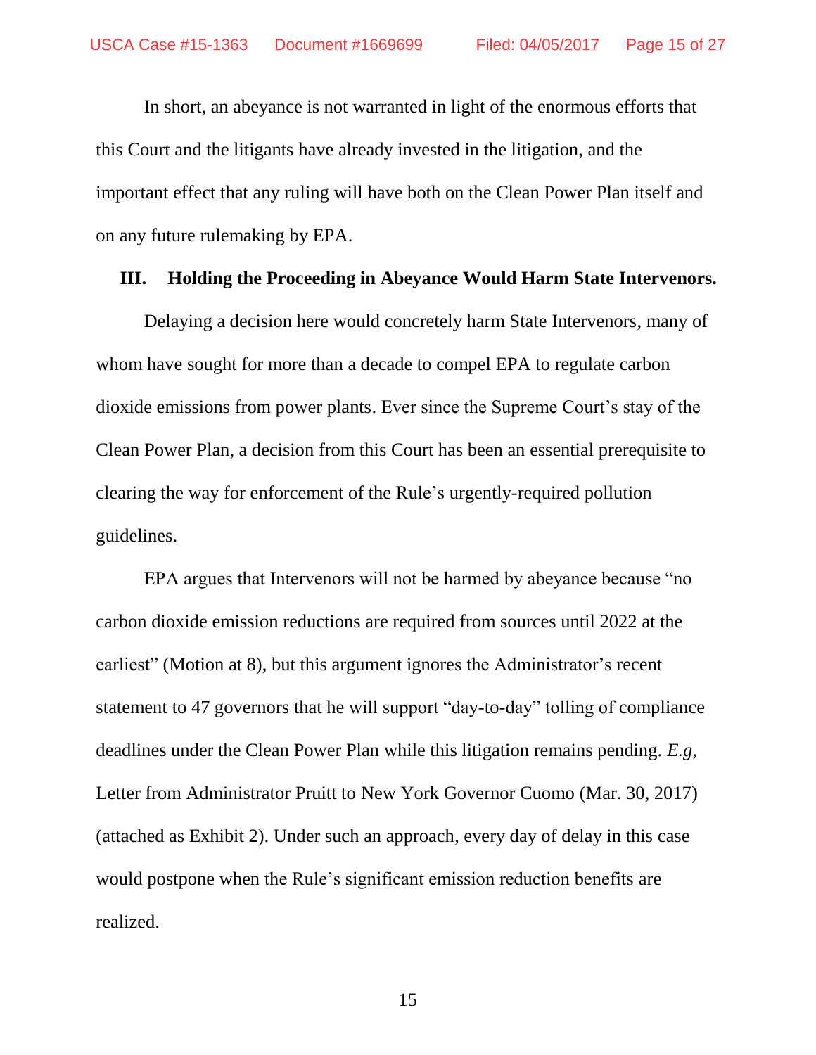In short, an abeyance is not warranted in light of the enormous efforts that this Court and the litigants have already invested in the litigation, and the important effect that any ruling will have both on the Clean Power Plan itself and on any future rulemaking by EPA.

### III. Holding the Proceeding in Abeyance Would Harm State Intervenors.

Delaying a decision here would concretely harm State Intervenors, many of whom have sought for more than a decade to compel EPA to regulate carbon dioxide emissions from power plants. Ever since the Supreme Court's stay of the Clean Power Plan, a decision from this Court has been an essential prerequisite to clearing the way for enforcement of the Rule's urgently-required pollution guidelines.

EPA argues that Intervenors will not be harmed by abeyance because "no carbon dioxide emission reductions are required from sources until 2022 at the earliest" (Motion at 8), but this argument ignores the Administrator's recent statement to 47 governors that he will support "day-to-day" tolling of compliance deadlines under the Clean Power Plan while this litigation remains pending. *E.g*, Letter from Administrator Pruitt to New York Governor Cuomo (Mar. 30, 2017) (attached as Exhibit 2). Under such an approach, every day of delay in this case would postpone when the Rule's significant emission reduction benefits are realized.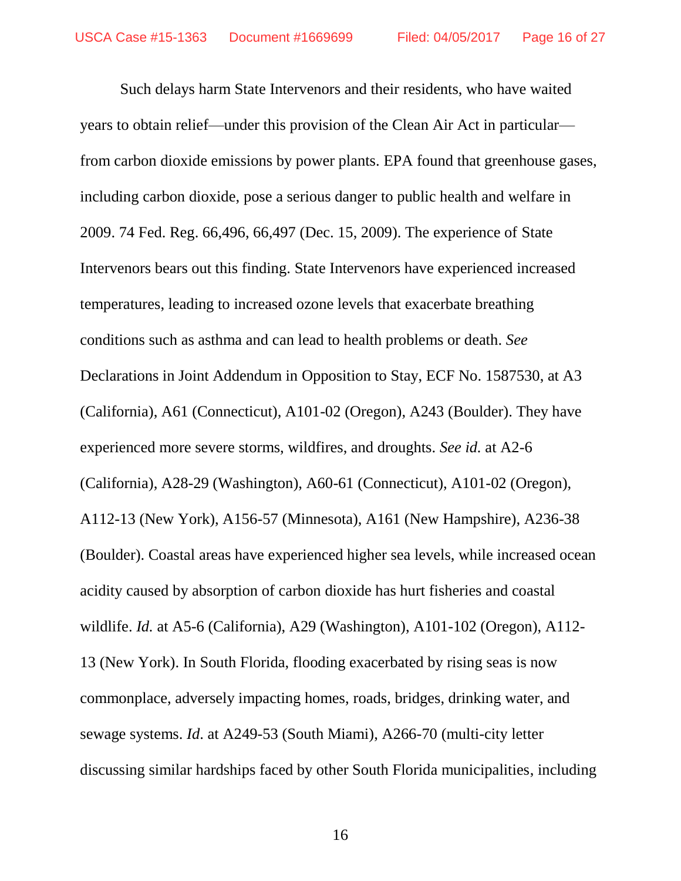Such delays harm State Intervenors and their residents, who have waited years to obtain relief—under this provision of the Clean Air Act in particular—from carbon dioxide emissions by power plants. EPA found that greenhouse gases, including carbon dioxide, pose a serious danger to public health and welfare in 2009. 74 Fed. Reg. 66,496, 66,497 (Dec. 15, 2009). The experience of State Intervenors bears out this finding. State Intervenors have experienced increased temperatures, leading to increased ozone levels that exacerbate breathing conditions such as asthma and can lead to health problems or death. *See* Declarations in Joint Addendum in Opposition to Stay, ECF No. 1587530, at A3 (California), A61 (Connecticut), A101-02 (Oregon), A243 (Boulder). They have experienced more severe storms, wildfires, and droughts. *See id.* at A2-6 (California), A28-29 (Washington), A60-61 (Connecticut), A101-02 (Oregon), A112-13 (New York), A156-57 (Minnesota), A161 (New Hampshire), A236-38 (Boulder). Coastal areas have experienced higher sea levels, while increased ocean acidity caused by absorption of carbon dioxide has hurt fisheries and coastal wildlife. *Id.* at A5-6 (California), A29 (Washington), A101-102 (Oregon), A112-13 (New York). In South Florida, flooding exacerbated by rising seas is now commonplace, adversely impacting homes, roads, bridges, drinking water, and sewage systems. *Id.* at A249-53 (South Miami), A266-70 (multi-city letter discussing similar hardships faced by other South Florida municipalities, including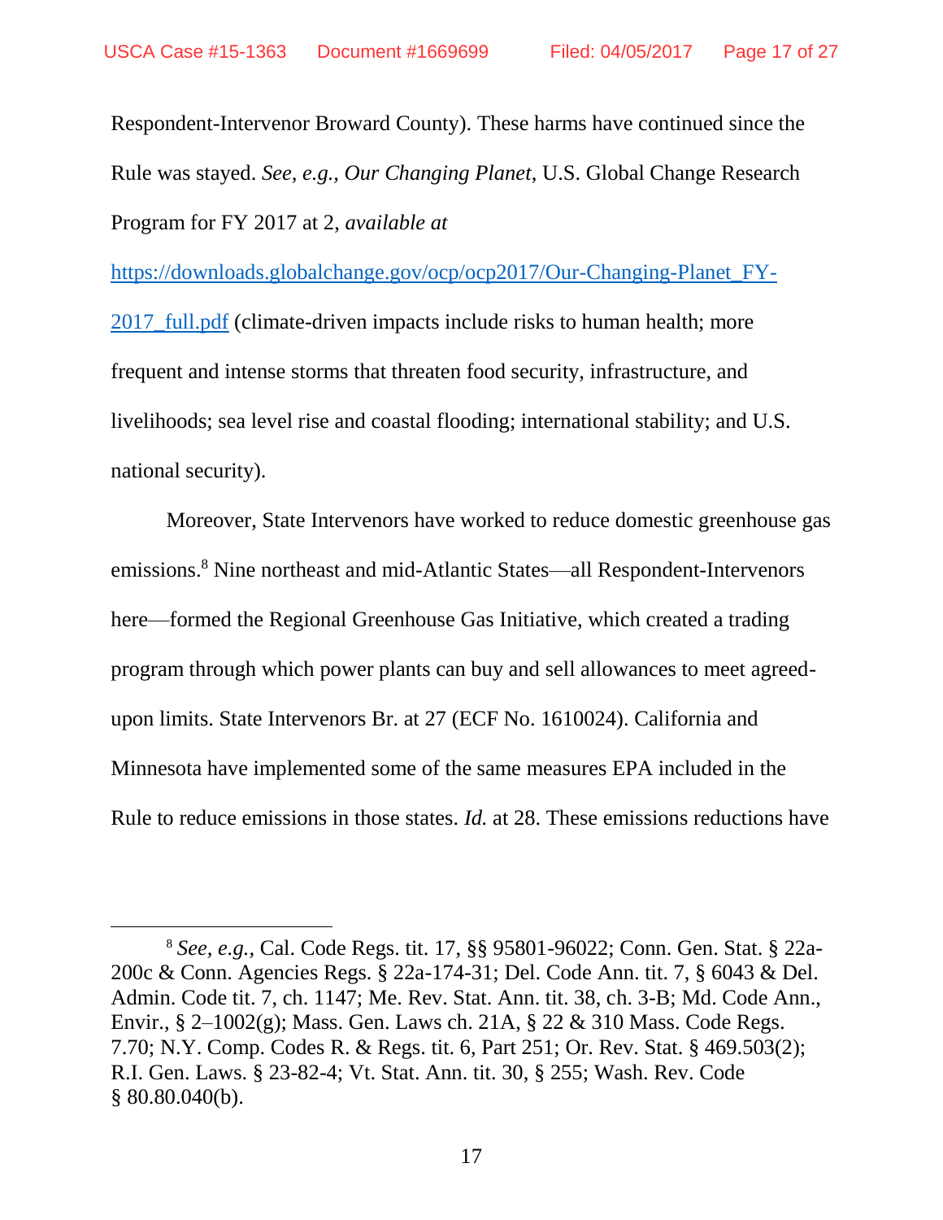Respondent-Intervenor Broward County). These harms have continued since the Rule was stayed. *See, e.g., Our Changing Planet*, U.S. Global Change Research Program for FY 2017 at 2, *available at* https://downloads.globalchange.gov/ocp/ocp2017/Our-Changing-Planet_FY-2017_full.pdf (climate-driven impacts include risks to human health; more frequent and intense storms that threaten food security, infrastructure, and livelihoods; sea level rise and coastal flooding; international stability; and U.S. national security).

Moreover, State Intervenors have worked to reduce domestic greenhouse gas emissions.[8] Nine northeast and mid-Atlantic States—all Respondent-Intervenors here—formed the Regional Greenhouse Gas Initiative, which created a trading program through which power plants can buy and sell allowances to meet agreed-upon limits. State Intervenors Br. at 27 (ECF No. 1610024). California and Minnesota have implemented some of the same measures EPA included in the Rule to reduce emissions in those states. *Id.* at 28. These emissions reductions have

[8] *See, e.g.,* Cal. Code Regs. tit. 17, §§ 95801-96022; Conn. Gen. Stat. § 22a-200c & Conn. Agencies Regs. § 22a-174-31; Del. Code Ann. tit. 7, § 6043 & Del. Admin. Code tit. 7, ch. 1147; Me. Rev. Stat. Ann. tit. 38, ch. 3-B; Md. Code Ann., Envir., § 2–1002(g); Mass. Gen. Laws ch. 21A, § 22 & 310 Mass. Code Regs. 7.70; N.Y. Comp. Codes R. & Regs. tit. 6, Part 251; Or. Rev. Stat. § 469.503(2); R.I. Gen. Laws. § 23-82-4; Vt. Stat. Ann. tit. 30, § 255; Wash. Rev. Code § 80.80.040(b).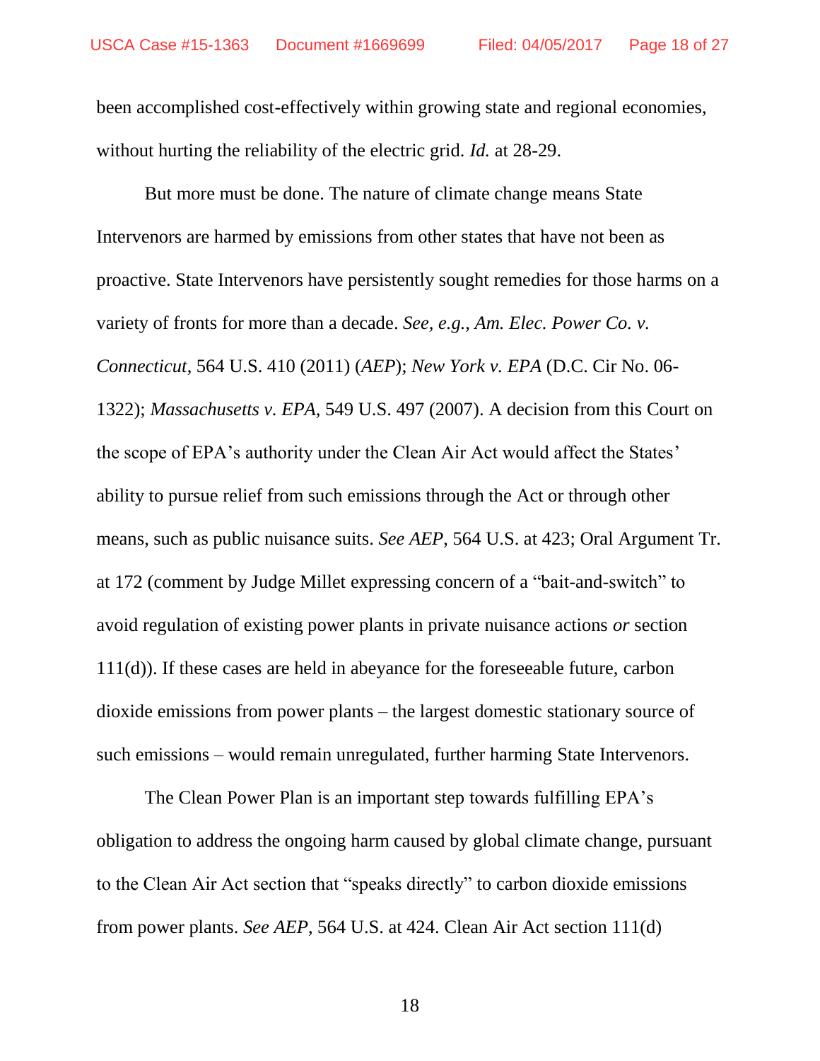been accomplished cost-effectively within growing state and regional economies, without hurting the reliability of the electric grid. *Id.* at 28-29.

But more must be done. The nature of climate change means State Intervenors are harmed by emissions from other states that have not been as proactive. State Intervenors have persistently sought remedies for those harms on a variety of fronts for more than a decade. *See, e.g.*, *Am. Elec. Power Co. v. Connecticut*, 564 U.S. 410 (2011) (*AEP*); *New York v. EPA* (D.C. Cir No. 06-1322); *Massachusetts v. EPA*, 549 U.S. 497 (2007). A decision from this Court on the scope of EPA's authority under the Clean Air Act would affect the States' ability to pursue relief from such emissions through the Act or through other means, such as public nuisance suits. *See AEP*, 564 U.S. at 423; Oral Argument Tr. at 172 (comment by Judge Millet expressing concern of a "bait-and-switch" to avoid regulation of existing power plants in private nuisance actions *or* section 111(d)). If these cases are held in abeyance for the foreseeable future, carbon dioxide emissions from power plants – the largest domestic stationary source of such emissions – would remain unregulated, further harming State Intervenors.

The Clean Power Plan is an important step towards fulfilling EPA's obligation to address the ongoing harm caused by global climate change, pursuant to the Clean Air Act section that "speaks directly" to carbon dioxide emissions from power plants. *See AEP*, 564 U.S. at 424. Clean Air Act section 111(d)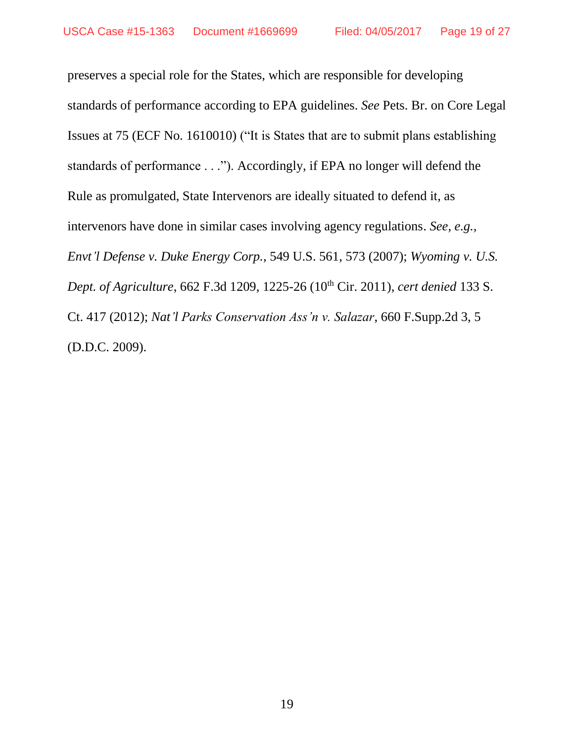preserves a special role for the States, which are responsible for developing standards of performance according to EPA guidelines. *See* Pets. Br. on Core Legal Issues at 75 (ECF No. 1610010) ("It is States that are to submit plans establishing standards of performance . . ."). Accordingly, if EPA no longer will defend the Rule as promulgated, State Intervenors are ideally situated to defend it, as intervenors have done in similar cases involving agency regulations. *See, e.g., Envt'l Defense v. Duke Energy Corp.*, 549 U.S. 561, 573 (2007); *Wyoming v. U.S. Dept. of Agriculture*, 662 F.3d 1209, 1225-26 (10th Cir. 2011), *cert denied* 133 S. Ct. 417 (2012); *Nat'l Parks Conservation Ass'n v. Salazar*, 660 F.Supp.2d 3, 5 (D.D.C. 2009).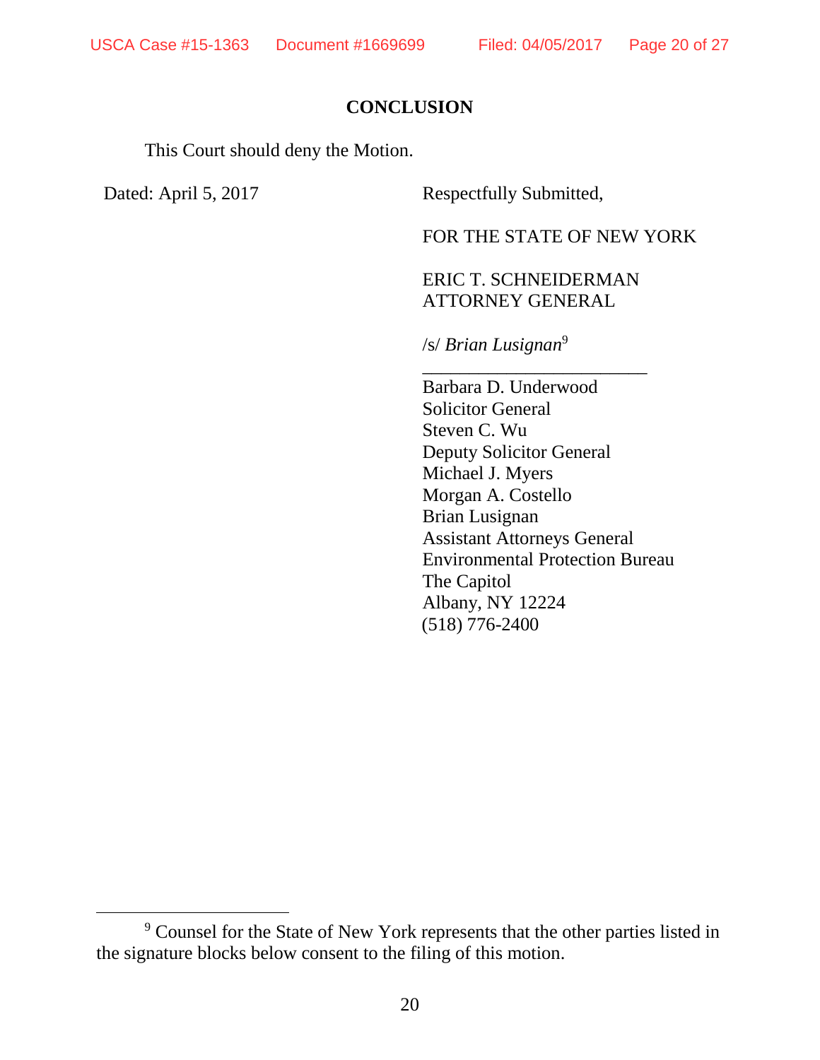## CONCLUSION

This Court should deny the Motion.

Dated: April 5, 2017

Respectfully Submitted,

FOR THE STATE OF NEW YORK

ERIC T. SCHNEIDERMAN
ATTORNEY GENERAL

/s/ *Brian Lusignan*[9]

______________________

Barbara D. Underwood
Solicitor General
Steven C. Wu
Deputy Solicitor General
Michael J. Myers
Morgan A. Costello
Brian Lusignan
Assistant Attorneys General
Environmental Protection Bureau
The Capitol
Albany, NY 12224
(518) 776-2400

---

[9] Counsel for the State of New York represents that the other parties listed in the signature blocks below consent to the filing of this motion.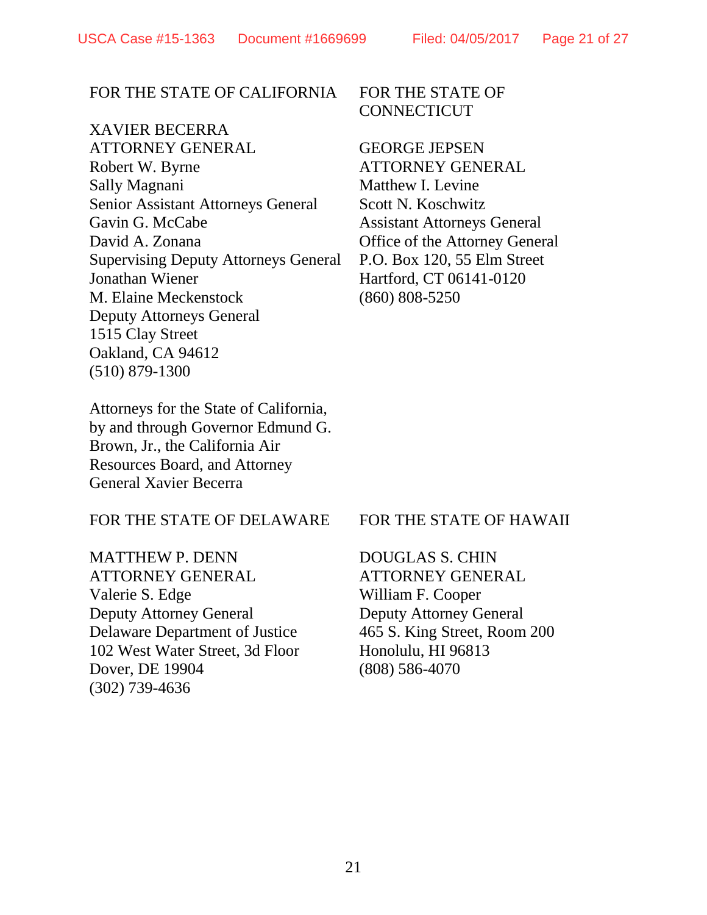FOR THE STATE OF CALIFORNIA

XAVIER BECERRA
ATTORNEY GENERAL
Robert W. Byrne
Sally Magnani
Senior Assistant Attorneys General
Gavin G. McCabe
David A. Zonana
Supervising Deputy Attorneys General
Jonathan Wiener
M. Elaine Meckenstock
Deputy Attorneys General
1515 Clay Street
Oakland, CA 94612
(510) 879-1300

Attorneys for the State of California, by and through Governor Edmund G. Brown, Jr., the California Air Resources Board, and Attorney General Xavier Becerra

FOR THE STATE OF CONNECTICUT

GEORGE JEPSEN
ATTORNEY GENERAL
Matthew I. Levine
Scott N. Koschwitz
Assistant Attorneys General
Office of the Attorney General
P.O. Box 120, 55 Elm Street
Hartford, CT 06141-0120
(860) 808-5250

FOR THE STATE OF DELAWARE

MATTHEW P. DENN
ATTORNEY GENERAL
Valerie S. Edge
Deputy Attorney General
Delaware Department of Justice
102 West Water Street, 3d Floor
Dover, DE 19904
(302) 739-4636

FOR THE STATE OF HAWAII

DOUGLAS S. CHIN
ATTORNEY GENERAL
William F. Cooper
Deputy Attorney General
465 S. King Street, Room 200
Honolulu, HI 96813
(808) 586-4070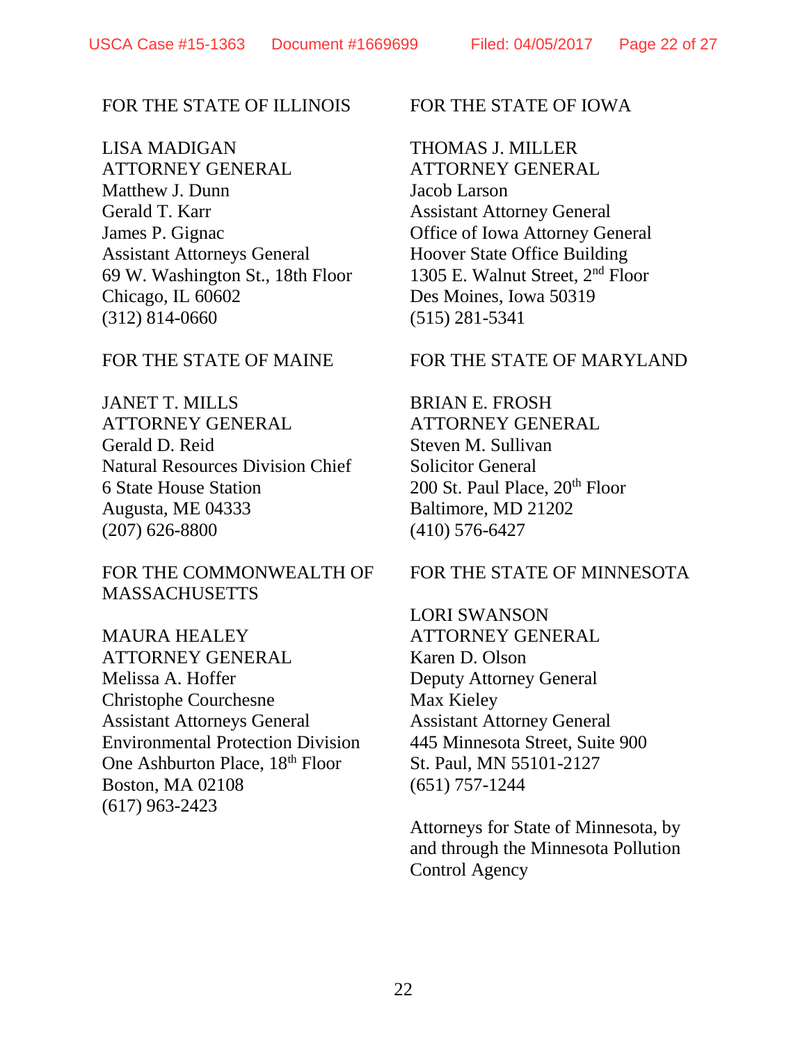FOR THE STATE OF ILLINOIS

LISA MADIGAN
ATTORNEY GENERAL
Matthew J. Dunn
Gerald T. Karr
James P. Gignac
Assistant Attorneys General
69 W. Washington St., 18th Floor
Chicago, IL 60602
(312) 814-0660

FOR THE STATE OF IOWA

THOMAS J. MILLER
ATTORNEY GENERAL
Jacob Larson
Assistant Attorney General
Office of Iowa Attorney General
Hoover State Office Building
1305 E. Walnut Street, 2nd Floor
Des Moines, Iowa 50319
(515) 281-5341

FOR THE STATE OF MAINE

JANET T. MILLS
ATTORNEY GENERAL
Gerald D. Reid
Natural Resources Division Chief
6 State House Station
Augusta, ME 04333
(207) 626-8800

FOR THE STATE OF MARYLAND

BRIAN E. FROSH
ATTORNEY GENERAL
Steven M. Sullivan
Solicitor General
200 St. Paul Place, 20th Floor
Baltimore, MD 21202
(410) 576-6427

FOR THE COMMONWEALTH OF MASSACHUSETTS

MAURA HEALEY
ATTORNEY GENERAL
Melissa A. Hoffer
Christophe Courchesne
Assistant Attorneys General
Environmental Protection Division
One Ashburton Place, 18th Floor
Boston, MA 02108
(617) 963-2423

FOR THE STATE OF MINNESOTA

LORI SWANSON
ATTORNEY GENERAL
Karen D. Olson
Deputy Attorney General
Max Kieley
Assistant Attorney General
445 Minnesota Street, Suite 900
St. Paul, MN 55101-2127
(651) 757-1244

Attorneys for State of Minnesota, by and through the Minnesota Pollution Control Agency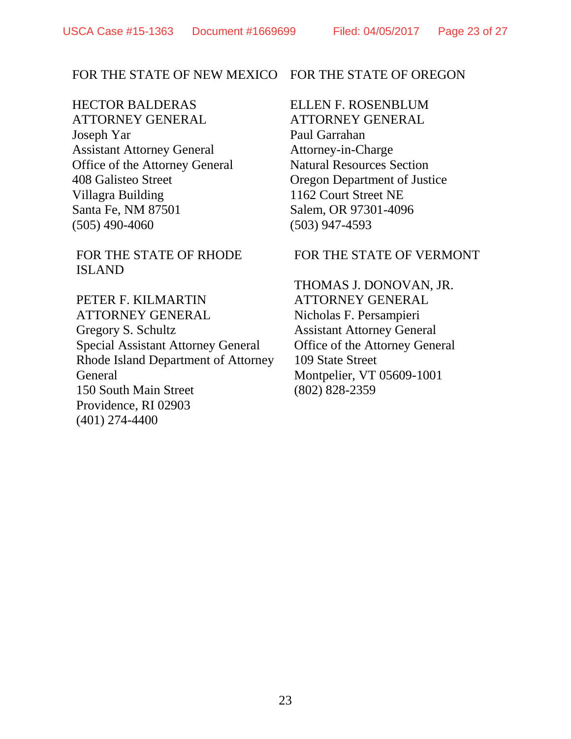FOR THE STATE OF NEW MEXICO

HECTOR BALDERAS
ATTORNEY GENERAL
Joseph Yar
Assistant Attorney General
Office of the Attorney General
408 Galisteo Street
Villagra Building
Santa Fe, NM 87501
(505) 490-4060

FOR THE STATE OF OREGON

ELLEN F. ROSENBLUM
ATTORNEY GENERAL
Paul Garrahan
Attorney-in-Charge
Natural Resources Section
Oregon Department of Justice
1162 Court Street NE
Salem, OR 97301-4096
(503) 947-4593

FOR THE STATE OF RHODE ISLAND

PETER F. KILMARTIN
ATTORNEY GENERAL
Gregory S. Schultz
Special Assistant Attorney General
Rhode Island Department of Attorney General
150 South Main Street
Providence, RI 02903
(401) 274-4400

FOR THE STATE OF VERMONT

THOMAS J. DONOVAN, JR.
ATTORNEY GENERAL
Nicholas F. Persampieri
Assistant Attorney General
Office of the Attorney General
109 State Street
Montpelier, VT 05609-1001
(802) 828-2359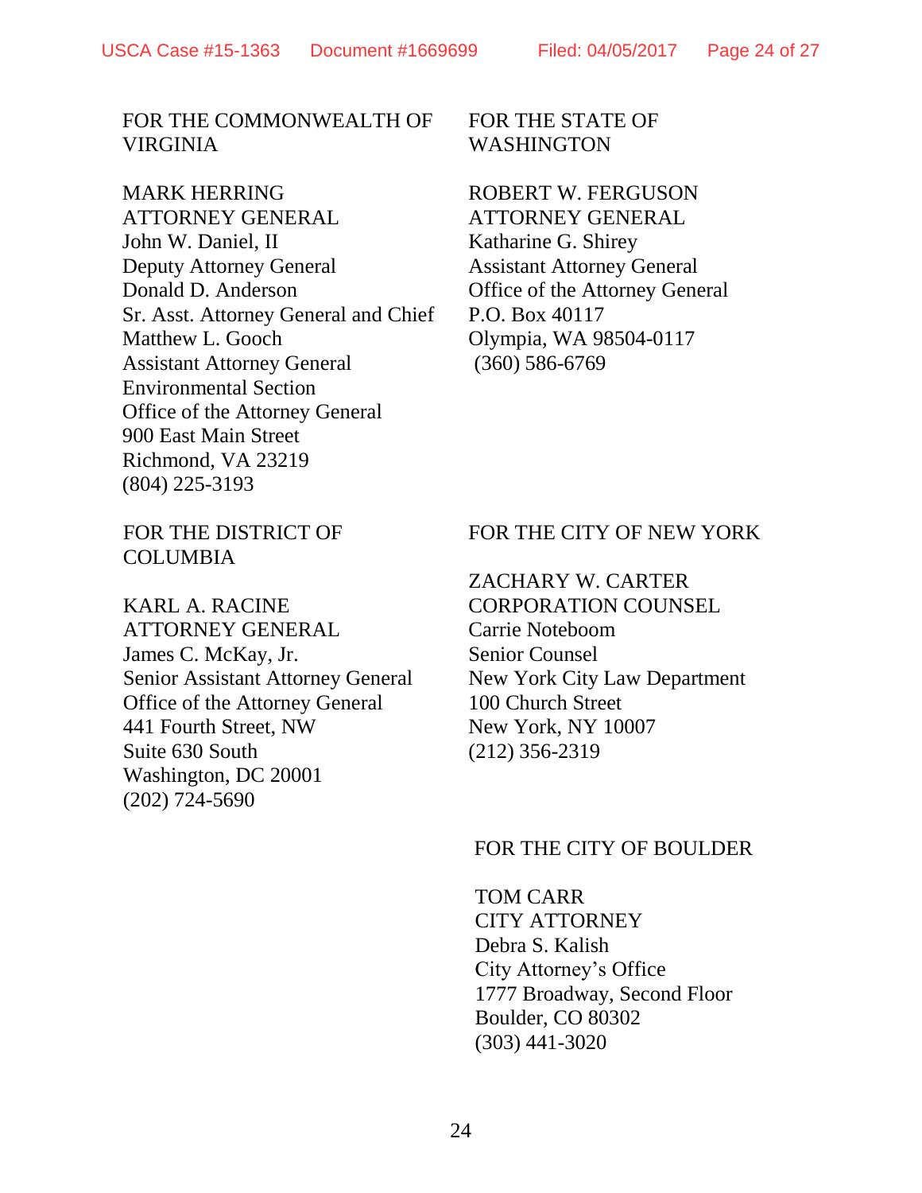FOR THE COMMONWEALTH OF VIRGINIA

MARK HERRING
ATTORNEY GENERAL
John W. Daniel, II
Deputy Attorney General
Donald D. Anderson
Sr. Asst. Attorney General and Chief
Matthew L. Gooch
Assistant Attorney General
Environmental Section
Office of the Attorney General
900 East Main Street
Richmond, VA 23219
(804) 225-3193

FOR THE STATE OF WASHINGTON

ROBERT W. FERGUSON
ATTORNEY GENERAL
Katharine G. Shirey
Assistant Attorney General
Office of the Attorney General
P.O. Box 40117
Olympia, WA 98504-0117
(360) 586-6769

FOR THE DISTRICT OF COLUMBIA

KARL A. RACINE
ATTORNEY GENERAL
James C. McKay, Jr.
Senior Assistant Attorney General
Office of the Attorney General
441 Fourth Street, NW
Suite 630 South
Washington, DC 20001
(202) 724-5690

FOR THE CITY OF NEW YORK

ZACHARY W. CARTER
CORPORATION COUNSEL
Carrie Noteboom
Senior Counsel
New York City Law Department
100 Church Street
New York, NY 10007
(212) 356-2319

FOR THE CITY OF BOULDER

TOM CARR
CITY ATTORNEY
Debra S. Kalish
City Attorney's Office
1777 Broadway, Second Floor
Boulder, CO 80302
(303) 441-3020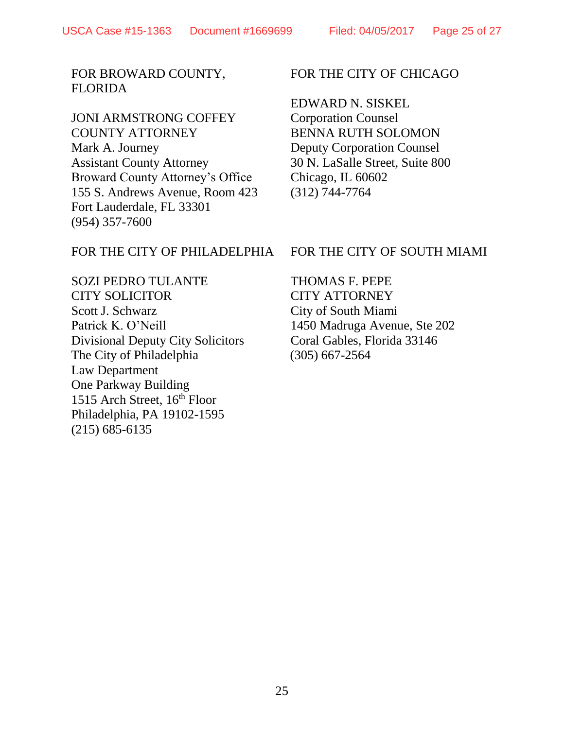FOR BROWARD COUNTY, FLORIDA

JONI ARMSTRONG COFFEY
COUNTY ATTORNEY
Mark A. Journey
Assistant County Attorney
Broward County Attorney's Office
155 S. Andrews Avenue, Room 423
Fort Lauderdale, FL 33301
(954) 357-7600

FOR THE CITY OF CHICAGO

EDWARD N. SISKEL
Corporation Counsel
BENNA RUTH SOLOMON
Deputy Corporation Counsel
30 N. LaSalle Street, Suite 800
Chicago, IL 60602
(312) 744-7764

FOR THE CITY OF PHILADELPHIA

SOZI PEDRO TULANTE
CITY SOLICITOR
Scott J. Schwarz
Patrick K. O'Neill
Divisional Deputy City Solicitors
The City of Philadelphia
Law Department
One Parkway Building
1515 Arch Street, 16th Floor
Philadelphia, PA 19102-1595
(215) 685-6135

FOR THE CITY OF SOUTH MIAMI

THOMAS F. PEPE
CITY ATTORNEY
City of South Miami
1450 Madruga Avenue, Ste 202
Coral Gables, Florida 33146
(305) 667-2564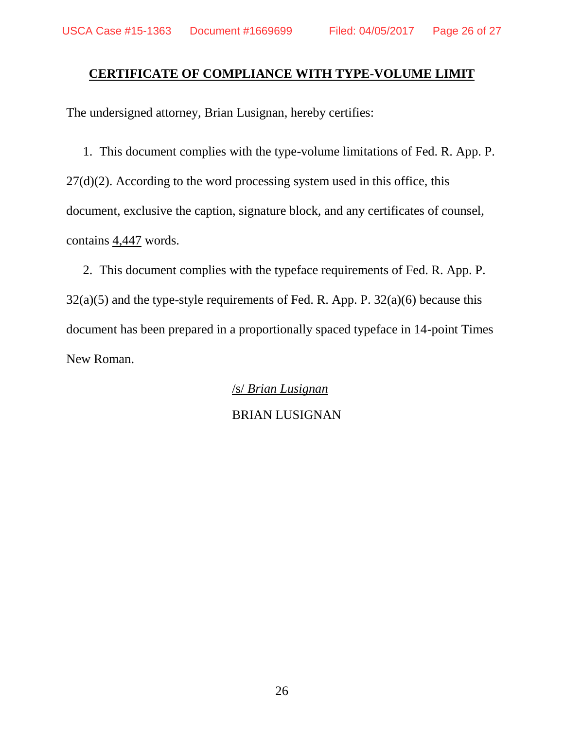## CERTIFICATE OF COMPLIANCE WITH TYPE-VOLUME LIMIT

The undersigned attorney, Brian Lusignan, hereby certifies:

1. This document complies with the type-volume limitations of Fed. R. App. P. 27(d)(2). According to the word processing system used in this office, this document, exclusive the caption, signature block, and any certificates of counsel, contains 4,447 words.

2. This document complies with the typeface requirements of Fed. R. App. P. 32(a)(5) and the type-style requirements of Fed. R. App. P. 32(a)(6) because this document has been prepared in a proportionally spaced typeface in 14-point Times New Roman.

/s/ *Brian Lusignan*

BRIAN LUSIGNAN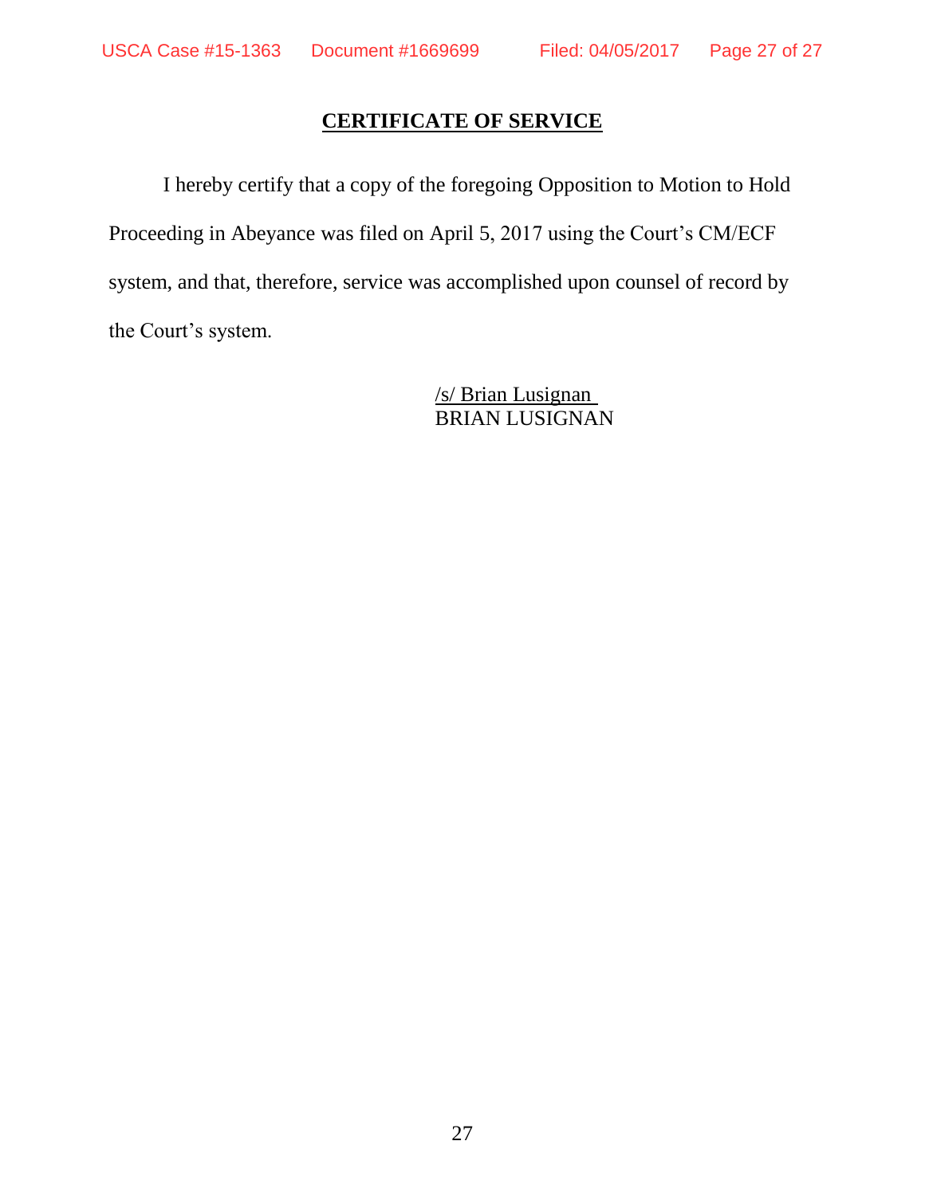## CERTIFICATE OF SERVICE

I hereby certify that a copy of the foregoing Opposition to Motion to Hold Proceeding in Abeyance was filed on April 5, 2017 using the Court's CM/ECF system, and that, therefore, service was accomplished upon counsel of record by the Court's system.

/s/ Brian Lusignan
BRIAN LUSIGNAN